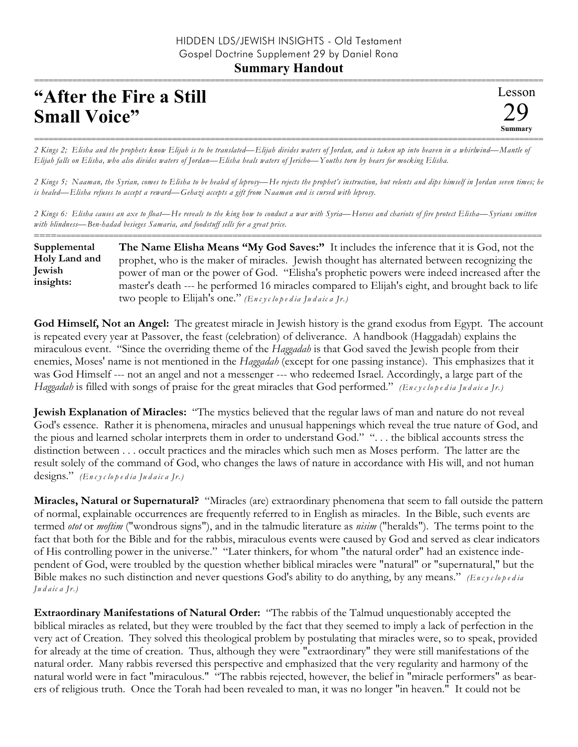HIDDEN LDS/JEWISH INSIGHTS - Old Testament
Gospel Doctrine Supplement 29 by Daniel Rona

**Summary Handout**

# "After the Fire a Still Small Voice"

Lesson 29 Summary

*2 Kings 2; Elisha and the prophets know Elijah is to be translated—Elijah divides waters of Jordan, and is taken up into heaven in a whirlwind—Mantle of Elijah falls on Elisha, who also divides waters of Jordan—Elisha heals waters of Jericho—Youths torn by bears for mocking Elisha.*

*2 Kings 5; Naaman, the Syrian, comes to Elisha to be healed of leprosy—He rejects the prophet's instruction, but relents and dips himself in Jordan seven times; he is healed—Elisha refuses to accept a reward—Gehazi accepts a gift from Naaman and is cursed with leprosy.*

*2 Kings 6: Elisha causes an axe to float—He reveals to the king how to conduct a war with Syria—Horses and chariots of fire protect Elisha—Syrians smitten with blindness—Ben-hadad besieges Samaria, and foodstuff sells for a great price.*

**Supplemental Holy Land and Jewish insights:**

**The Name Elisha Means "My God Saves:"** It includes the inference that it is God, not the prophet, who is the maker of miracles. Jewish thought has alternated between recognizing the power of man or the power of God. "Elisha's prophetic powers were indeed increased after the master's death --- he performed 16 miracles compared to Elijah's eight, and brought back to life two people to Elijah's one." *(Encyclopedia Judaica Jr.)*

**God Himself, Not an Angel:** The greatest miracle in Jewish history is the grand exodus from Egypt. The account is repeated every year at Passover, the feast (celebration) of deliverance. A handbook (Haggadah) explains the miraculous event. "Since the overriding theme of the *Haggadah* is that God saved the Jewish people from their enemies, Moses' name is not mentioned in the *Haggadah* (except for one passing instance). This emphasizes that it was God Himself --- not an angel and not a messenger --- who redeemed Israel. Accordingly, a large part of the *Haggadah* is filled with songs of praise for the great miracles that God performed." *(Encyclopedia Judaica Jr.)*

**Jewish Explanation of Miracles:** "The mystics believed that the regular laws of man and nature do not reveal God's essence. Rather it is phenomena, miracles and unusual happenings which reveal the true nature of God, and the pious and learned scholar interprets them in order to understand God." ". . . the biblical accounts stress the distinction between . . . occult practices and the miracles which such men as Moses perform. The latter are the result solely of the command of God, who changes the laws of nature in accordance with His will, and not human designs." *(Encyclopedia Judaica Jr.)*

**Miracles, Natural or Supernatural?** "Miracles (are) extraordinary phenomena that seem to fall outside the pattern of normal, explainable occurrences are frequently referred to in English as miracles. In the Bible, such events are termed *otot* or *moftim* ("wondrous signs"), and in the talmudic literature as *nisim* ("heralds"). The terms point to the fact that both for the Bible and for the rabbis, miraculous events were caused by God and served as clear indicators of His controlling power in the universe." "Later thinkers, for whom "the natural order" had an existence independent of God, were troubled by the question whether biblical miracles were "natural" or "supernatural," but the Bible makes no such distinction and never questions God's ability to do anything, by any means." *(Encyclopedia Judaica Jr.)*

**Extraordinary Manifestations of Natural Order:** "The rabbis of the Talmud unquestionably accepted the biblical miracles as related, but they were troubled by the fact that they seemed to imply a lack of perfection in the very act of Creation. They solved this theological problem by postulating that miracles were, so to speak, provided for already at the time of creation. Thus, although they were "extraordinary" they were still manifestations of the natural order. Many rabbis reversed this perspective and emphasized that the very regularity and harmony of the natural world were in fact "miraculous." "The rabbis rejected, however, the belief in "miracle performers" as bearers of religious truth. Once the Torah had been revealed to man, it was no longer "in heaven." It could not be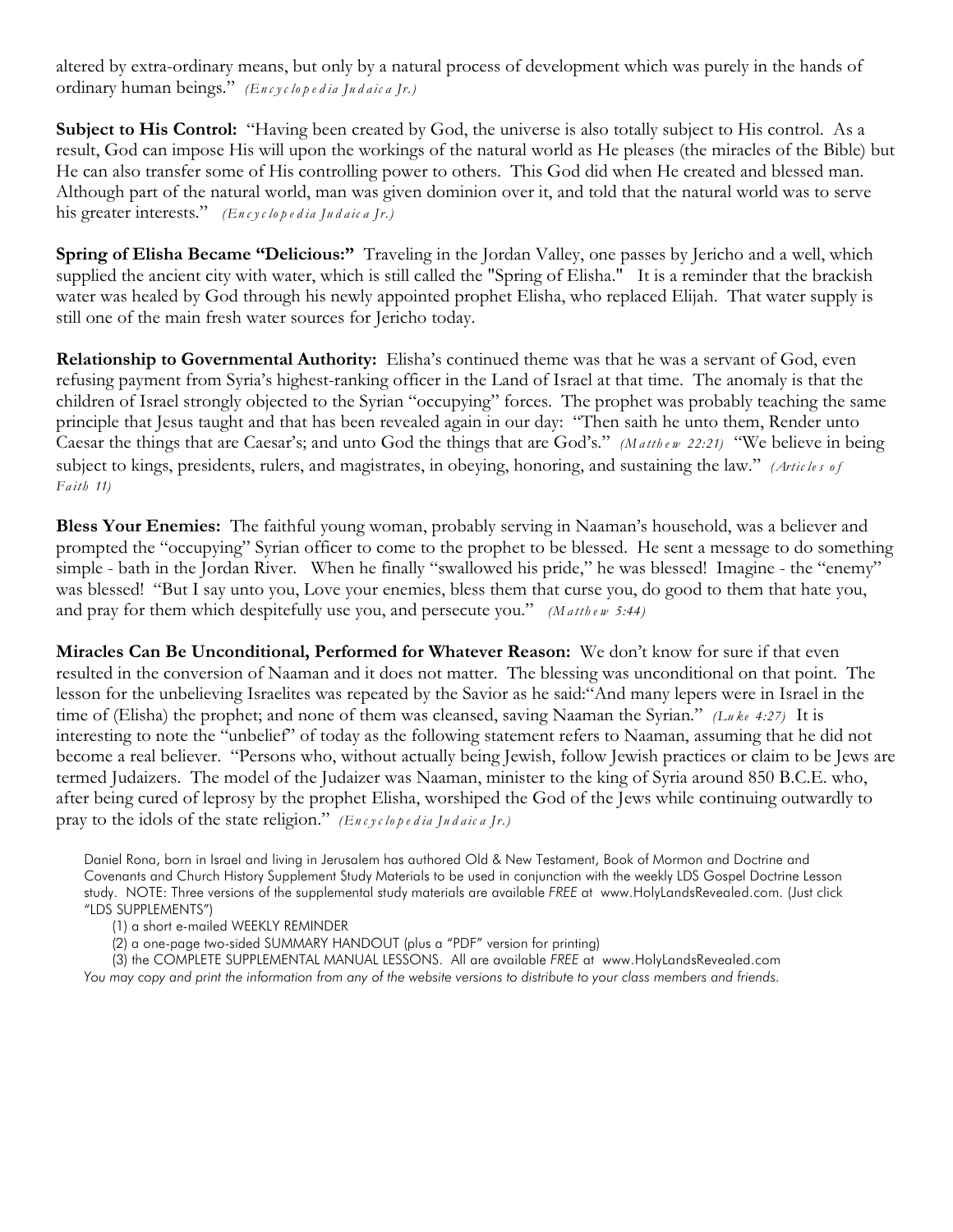altered by extra-ordinary means, but only by a natural process of development which was purely in the hands of ordinary human beings." *(Encyclopedia Judaica Jr.)*

**Subject to His Control:** "Having been created by God, the universe is also totally subject to His control. As a result, God can impose His will upon the workings of the natural world as He pleases (the miracles of the Bible) but He can also transfer some of His controlling power to others. This God did when He created and blessed man. Although part of the natural world, man was given dominion over it, and told that the natural world was to serve his greater interests." *(Encyclopedia Judaica Jr.)*

**Spring of Elisha Became "Delicious:"** Traveling in the Jordan Valley, one passes by Jericho and a well, which supplied the ancient city with water, which is still called the "Spring of Elisha." It is a reminder that the brackish water was healed by God through his newly appointed prophet Elisha, who replaced Elijah. That water supply is still one of the main fresh water sources for Jericho today.

**Relationship to Governmental Authority:** Elisha's continued theme was that he was a servant of God, even refusing payment from Syria's highest-ranking officer in the Land of Israel at that time. The anomaly is that the children of Israel strongly objected to the Syrian "occupying" forces. The prophet was probably teaching the same principle that Jesus taught and that has been revealed again in our day: "Then saith he unto them, Render unto Caesar the things that are Caesar's; and unto God the things that are God's." *(Matthew 22:21)* "We believe in being subject to kings, presidents, rulers, and magistrates, in obeying, honoring, and sustaining the law." *(Articles of Faith 11)*

**Bless Your Enemies:** The faithful young woman, probably serving in Naaman's household, was a believer and prompted the "occupying" Syrian officer to come to the prophet to be blessed. He sent a message to do something simple - bath in the Jordan River. When he finally "swallowed his pride," he was blessed! Imagine - the "enemy" was blessed! "But I say unto you, Love your enemies, bless them that curse you, do good to them that hate you, and pray for them which despitefully use you, and persecute you." *(Matthew 5:44)*

**Miracles Can Be Unconditional, Performed for Whatever Reason:** We don't know for sure if that even resulted in the conversion of Naaman and it does not matter. The blessing was unconditional on that point. The lesson for the unbelieving Israelites was repeated by the Savior as he said:"And many lepers were in Israel in the time of (Elisha) the prophet; and none of them was cleansed, saving Naaman the Syrian." *(Luke 4:27)* It is interesting to note the "unbelief" of today as the following statement refers to Naaman, assuming that he did not become a real believer. "Persons who, without actually being Jewish, follow Jewish practices or claim to be Jews are termed Judaizers. The model of the Judaizer was Naaman, minister to the king of Syria around 850 B.C.E. who, after being cured of leprosy by the prophet Elisha, worshiped the God of the Jews while continuing outwardly to pray to the idols of the state religion." *(Encyclopedia Judaica Jr.)*

Daniel Rona, born in Israel and living in Jerusalem has authored Old & New Testament, Book of Mormon and Doctrine and Covenants and Church History Supplement Study Materials to be used in conjunction with the weekly LDS Gospel Doctrine Lesson study. NOTE: Three versions of the supplemental study materials are available *FREE* at www.HolyLandsRevealed.com. (Just click "LDS SUPPLEMENTS")

(1) a short e-mailed WEEKLY REMINDER

(2) a one-page two-sided SUMMARY HANDOUT (plus a "PDF" version for printing)

(3) the COMPLETE SUPPLEMENTAL MANUAL LESSONS. All are available *FREE* at www.HolyLandsRevealed.com

*You may copy and print the information from any of the website versions to distribute to your class members and friends.*